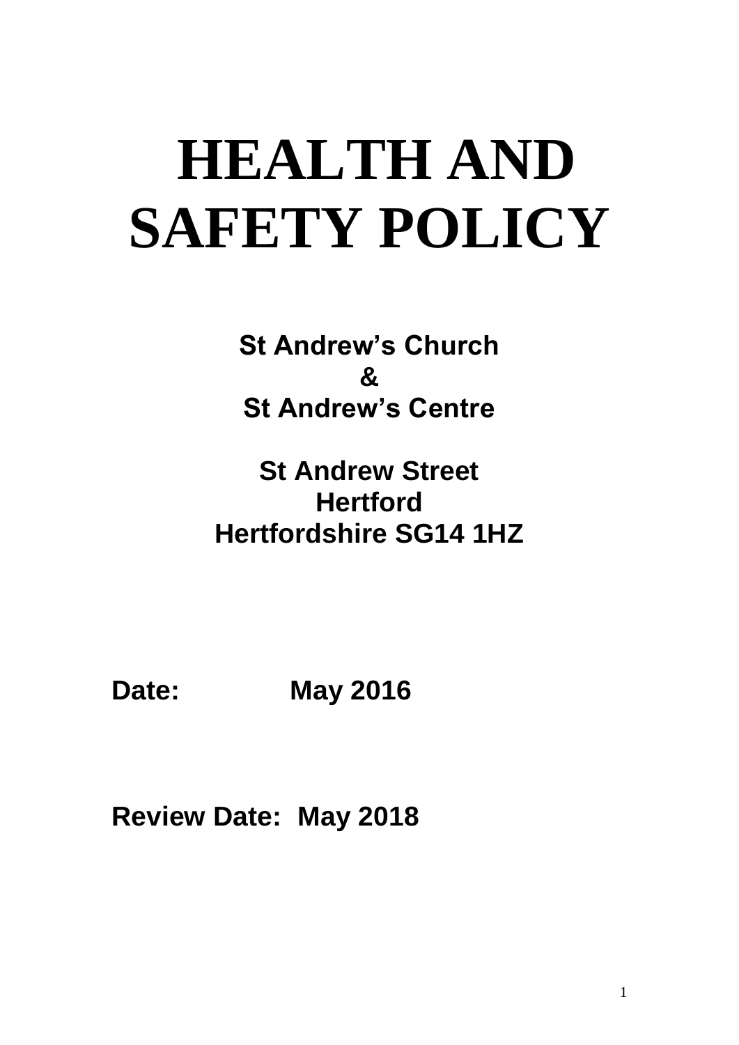# HEALTH AND SAFETY POLICY

**St Andrew's Church**
**&**
**St Andrew's Centre**

**St Andrew Street**
**Hertford**
**Hertfordshire SG14 1HZ**

**Date: May 2016**

**Review Date: May 2018**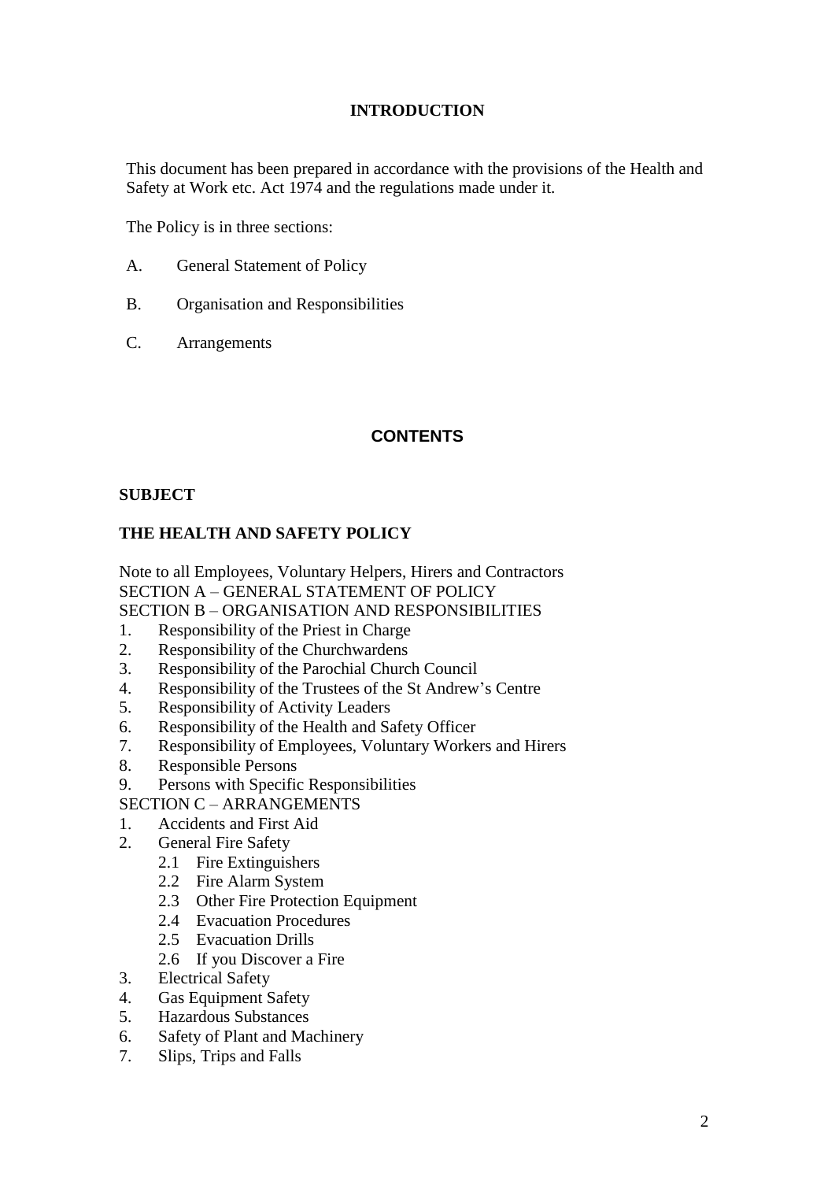## INTRODUCTION

This document has been prepared in accordance with the provisions of the Health and Safety at Work etc. Act 1974 and the regulations made under it.

The Policy is in three sections:

A. General Statement of Policy

B. Organisation and Responsibilities

C. Arrangements

## CONTENTS

**SUBJECT**

**THE HEALTH AND SAFETY POLICY**

Note to all Employees, Voluntary Helpers, Hirers and Contractors
SECTION A – GENERAL STATEMENT OF POLICY
SECTION B – ORGANISATION AND RESPONSIBILITIES

1. Responsibility of the Priest in Charge
2. Responsibility of the Churchwardens
3. Responsibility of the Parochial Church Council
4. Responsibility of the Trustees of the St Andrew's Centre
5. Responsibility of Activity Leaders
6. Responsibility of the Health and Safety Officer
7. Responsibility of Employees, Voluntary Workers and Hirers
8. Responsible Persons
9. Persons with Specific Responsibilities

SECTION C – ARRANGEMENTS

1. Accidents and First Aid
2. General Fire Safety
   - 2.1 Fire Extinguishers
   - 2.2 Fire Alarm System
   - 2.3 Other Fire Protection Equipment
   - 2.4 Evacuation Procedures
   - 2.5 Evacuation Drills
   - 2.6 If you Discover a Fire
3. Electrical Safety
4. Gas Equipment Safety
5. Hazardous Substances
6. Safety of Plant and Machinery
7. Slips, Trips and Falls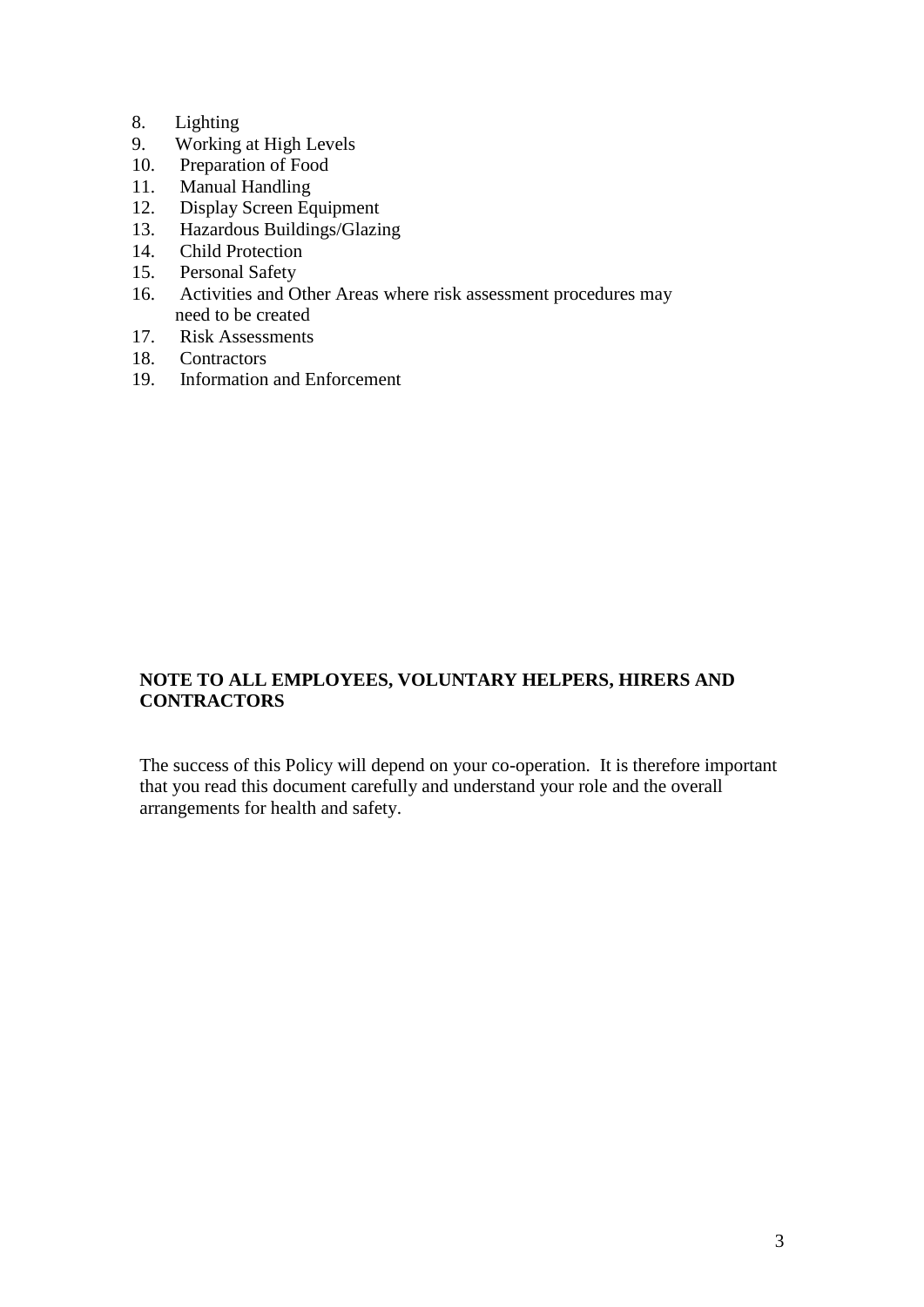8. Lighting
9. Working at High Levels
10. Preparation of Food
11. Manual Handling
12. Display Screen Equipment
13. Hazardous Buildings/Glazing
14. Child Protection
15. Personal Safety
16. Activities and Other Areas where risk assessment procedures may need to be created
17. Risk Assessments
18. Contractors
19. Information and Enforcement

**NOTE TO ALL EMPLOYEES, VOLUNTARY HELPERS, HIRERS AND CONTRACTORS**

The success of this Policy will depend on your co-operation. It is therefore important that you read this document carefully and understand your role and the overall arrangements for health and safety.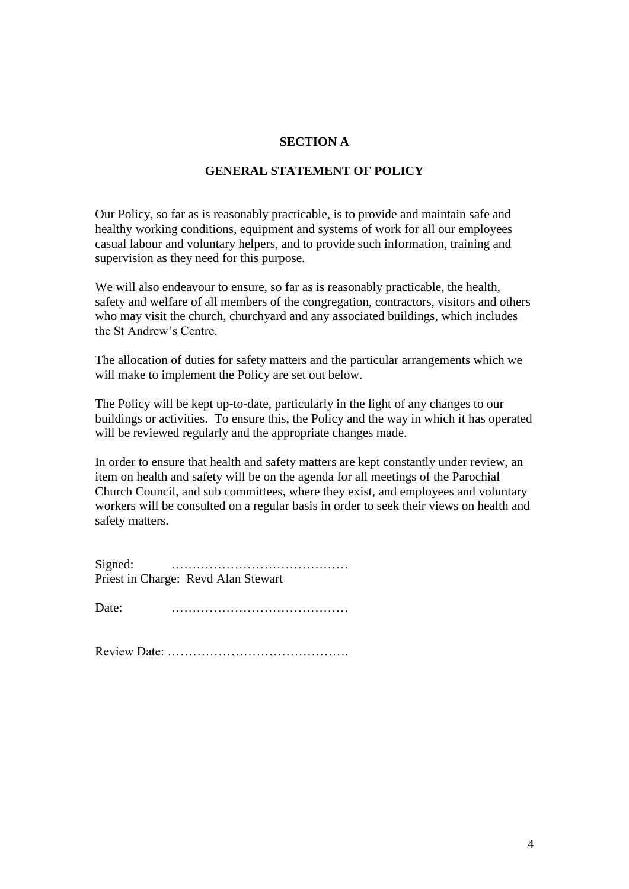## SECTION A

## GENERAL STATEMENT OF POLICY

Our Policy, so far as is reasonably practicable, is to provide and maintain safe and healthy working conditions, equipment and systems of work for all our employees casual labour and voluntary helpers, and to provide such information, training and supervision as they need for this purpose.

We will also endeavour to ensure, so far as is reasonably practicable, the health, safety and welfare of all members of the congregation, contractors, visitors and others who may visit the church, churchyard and any associated buildings, which includes the St Andrew's Centre.

The allocation of duties for safety matters and the particular arrangements which we will make to implement the Policy are set out below.

The Policy will be kept up-to-date, particularly in the light of any changes to our buildings or activities. To ensure this, the Policy and the way in which it has operated will be reviewed regularly and the appropriate changes made.

In order to ensure that health and safety matters are kept constantly under review, an item on health and safety will be on the agenda for all meetings of the Parochial Church Council, and sub committees, where they exist, and employees and voluntary workers will be consulted on a regular basis in order to seek their views on health and safety matters.

Signed: ……………………………………
Priest in Charge: Revd Alan Stewart

Date: ……………………………………

Review Date: …………………………………….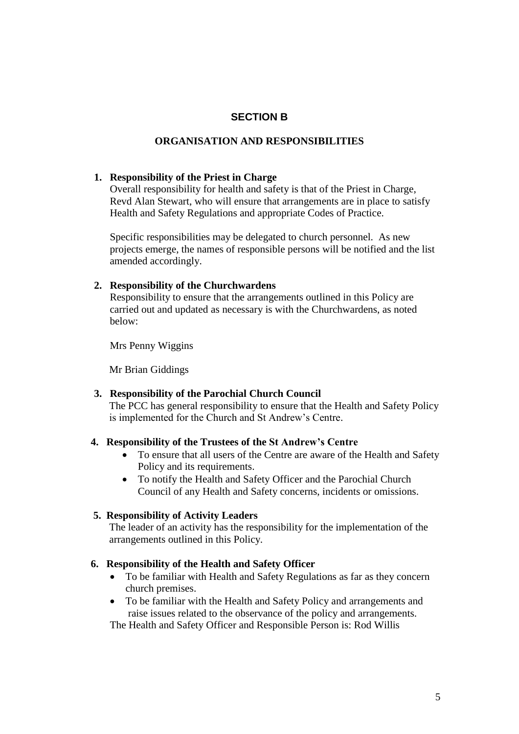## SECTION B

### ORGANISATION AND RESPONSIBILITIES

1. **Responsibility of the Priest in Charge**
   Overall responsibility for health and safety is that of the Priest in Charge, Revd Alan Stewart, who will ensure that arrangements are in place to satisfy Health and Safety Regulations and appropriate Codes of Practice.

   Specific responsibilities may be delegated to church personnel. As new projects emerge, the names of responsible persons will be notified and the list amended accordingly.

2. **Responsibility of the Churchwardens**
   Responsibility to ensure that the arrangements outlined in this Policy are carried out and updated as necessary is with the Churchwardens, as noted below:

   Mrs Penny Wiggins

   Mr Brian Giddings

3. **Responsibility of the Parochial Church Council**
   The PCC has general responsibility to ensure that the Health and Safety Policy is implemented for the Church and St Andrew's Centre.

4. **Responsibility of the Trustees of the St Andrew's Centre**
   - To ensure that all users of the Centre are aware of the Health and Safety Policy and its requirements.
   - To notify the Health and Safety Officer and the Parochial Church Council of any Health and Safety concerns, incidents or omissions.

5. **Responsibility of Activity Leaders**
   The leader of an activity has the responsibility for the implementation of the arrangements outlined in this Policy.

6. **Responsibility of the Health and Safety Officer**
   - To be familiar with Health and Safety Regulations as far as they concern church premises.
   - To be familiar with the Health and Safety Policy and arrangements and raise issues related to the observance of the policy and arrangements.

   The Health and Safety Officer and Responsible Person is: Rod Willis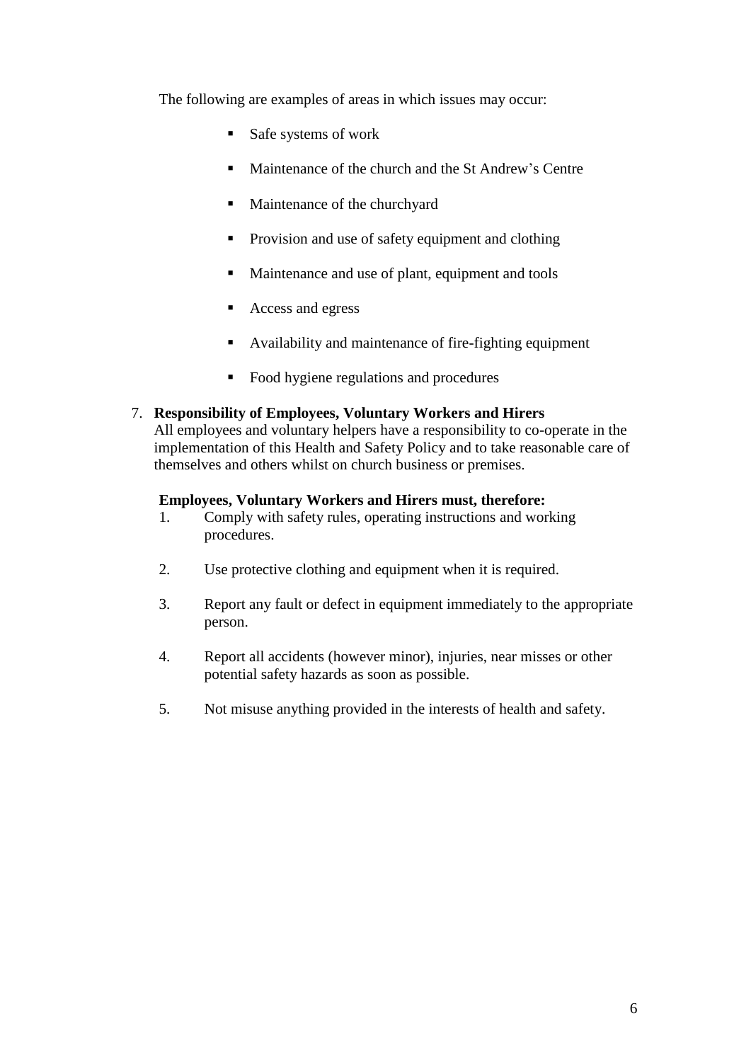The following are examples of areas in which issues may occur:

- Safe systems of work
- Maintenance of the church and the St Andrew's Centre
- Maintenance of the churchyard
- Provision and use of safety equipment and clothing
- Maintenance and use of plant, equipment and tools
- Access and egress
- Availability and maintenance of fire-fighting equipment
- Food hygiene regulations and procedures

7. **Responsibility of Employees, Voluntary Workers and Hirers**
   All employees and voluntary helpers have a responsibility to co-operate in the implementation of this Health and Safety Policy and to take reasonable care of themselves and others whilst on church business or premises.

   **Employees, Voluntary Workers and Hirers must, therefore:**

   1. Comply with safety rules, operating instructions and working procedures.
   2. Use protective clothing and equipment when it is required.
   3. Report any fault or defect in equipment immediately to the appropriate person.
   4. Report all accidents (however minor), injuries, near misses or other potential safety hazards as soon as possible.
   5. Not misuse anything provided in the interests of health and safety.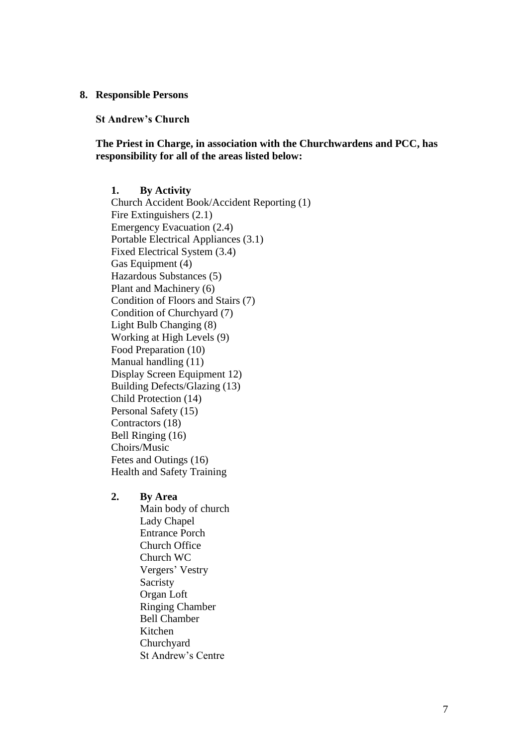## 8. Responsible Persons

**St Andrew's Church**

**The Priest in Charge, in association with the Churchwardens and PCC, has responsibility for all of the areas listed below:**

**1. By Activity**

Church Accident Book/Accident Reporting (1)
Fire Extinguishers (2.1)
Emergency Evacuation (2.4)
Portable Electrical Appliances (3.1)
Fixed Electrical System (3.4)
Gas Equipment (4)
Hazardous Substances (5)
Plant and Machinery (6)
Condition of Floors and Stairs (7)
Condition of Churchyard (7)
Light Bulb Changing (8)
Working at High Levels (9)
Food Preparation (10)
Manual handling (11)
Display Screen Equipment 12)
Building Defects/Glazing (13)
Child Protection (14)
Personal Safety (15)
Contractors (18)
Bell Ringing (16)
Choirs/Music
Fetes and Outings (16)
Health and Safety Training

**2. By Area**

Main body of church
Lady Chapel
Entrance Porch
Church Office
Church WC
Vergers' Vestry
Sacristy
Organ Loft
Ringing Chamber
Bell Chamber
Kitchen
Churchyard
St Andrew's Centre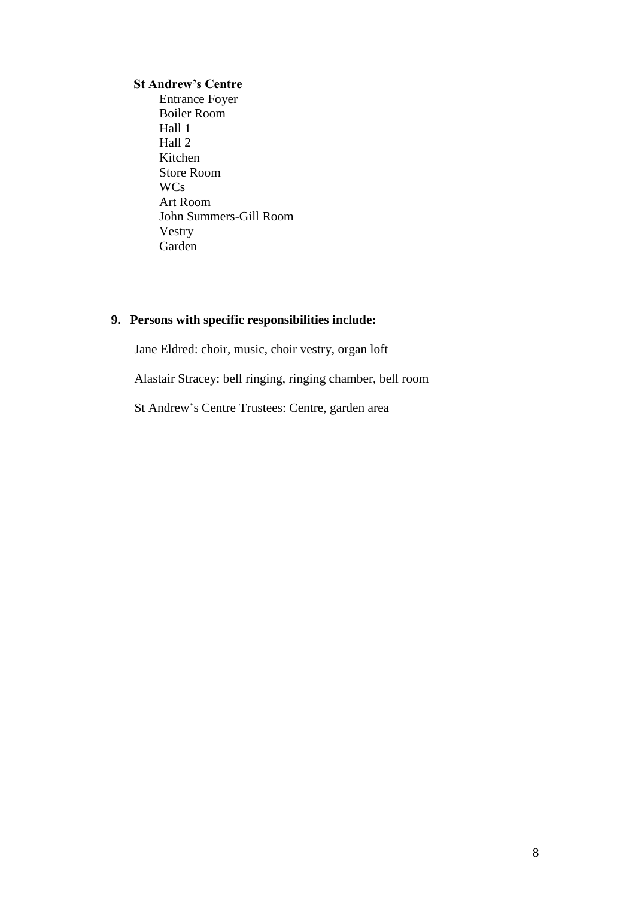**St Andrew's Centre**

- Entrance Foyer
- Boiler Room
- Hall 1
- Hall 2
- Kitchen
- Store Room
- WCs
- Art Room
- John Summers-Gill Room
- Vestry
- Garden

## 9. Persons with specific responsibilities include:

Jane Eldred: choir, music, choir vestry, organ loft

Alastair Stracey: bell ringing, ringing chamber, bell room

St Andrew's Centre Trustees: Centre, garden area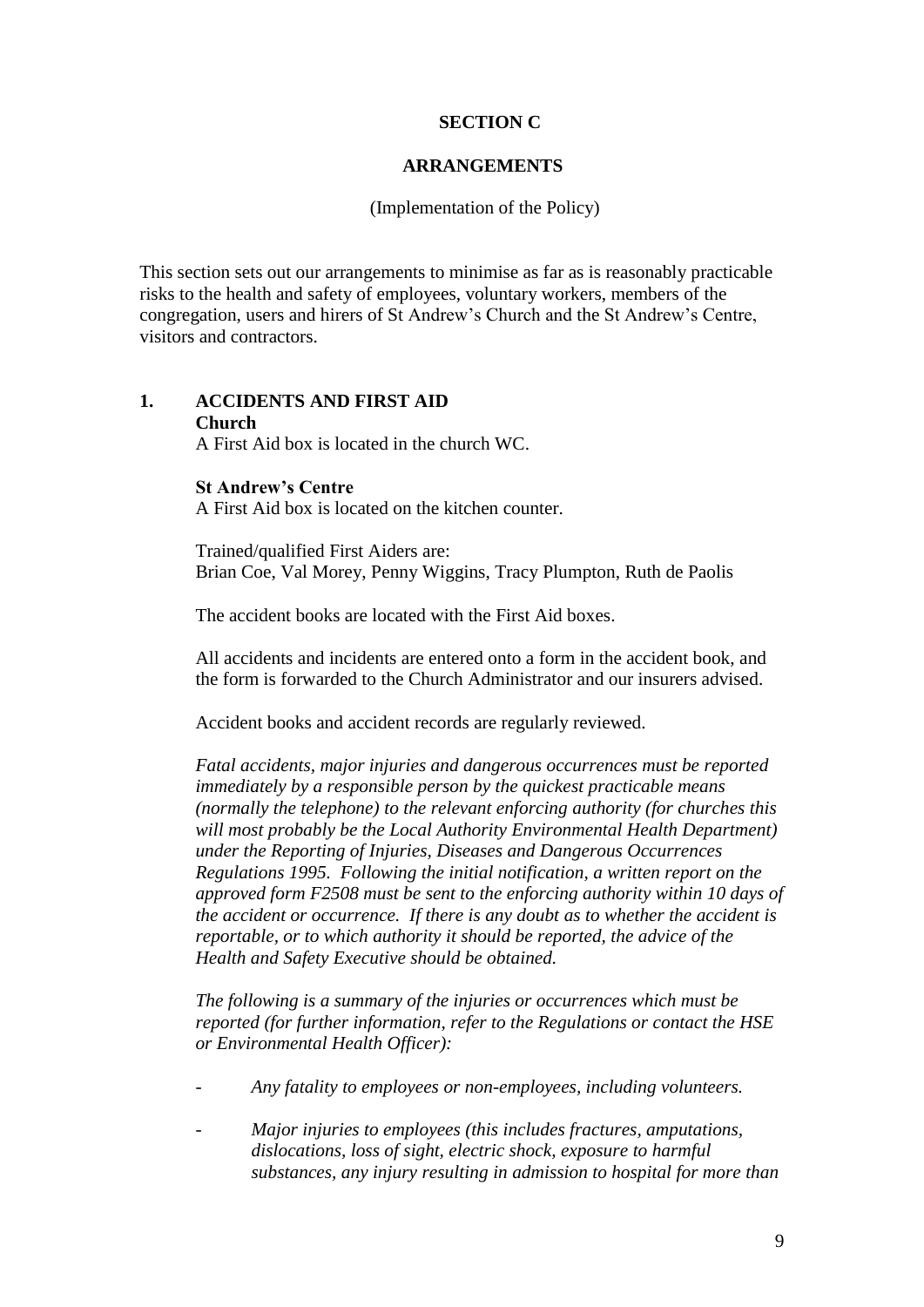## SECTION C

## ARRANGEMENTS

(Implementation of the Policy)

This section sets out our arrangements to minimise as far as is reasonably practicable risks to the health and safety of employees, voluntary workers, members of the congregation, users and hirers of St Andrew's Church and the St Andrew's Centre, visitors and contractors.

### 1. ACCIDENTS AND FIRST AID

**Church**

A First Aid box is located in the church WC.

**St Andrew's Centre**

A First Aid box is located on the kitchen counter.

Trained/qualified First Aiders are:
Brian Coe, Val Morey, Penny Wiggins, Tracy Plumpton, Ruth de Paolis

The accident books are located with the First Aid boxes.

All accidents and incidents are entered onto a form in the accident book, and the form is forwarded to the Church Administrator and our insurers advised.

Accident books and accident records are regularly reviewed.

*Fatal accidents, major injuries and dangerous occurrences must be reported immediately by a responsible person by the quickest practicable means (normally the telephone) to the relevant enforcing authority (for churches this will most probably be the Local Authority Environmental Health Department) under the Reporting of Injuries, Diseases and Dangerous Occurrences Regulations 1995. Following the initial notification, a written report on the approved form F2508 must be sent to the enforcing authority within 10 days of the accident or occurrence. If there is any doubt as to whether the accident is reportable, or to which authority it should be reported, the advice of the Health and Safety Executive should be obtained.*

*The following is a summary of the injuries or occurrences which must be reported (for further information, refer to the Regulations or contact the HSE or Environmental Health Officer):*

- *Any fatality to employees or non-employees, including volunteers.*
- *Major injuries to employees (this includes fractures, amputations, dislocations, loss of sight, electric shock, exposure to harmful substances, any injury resulting in admission to hospital for more than*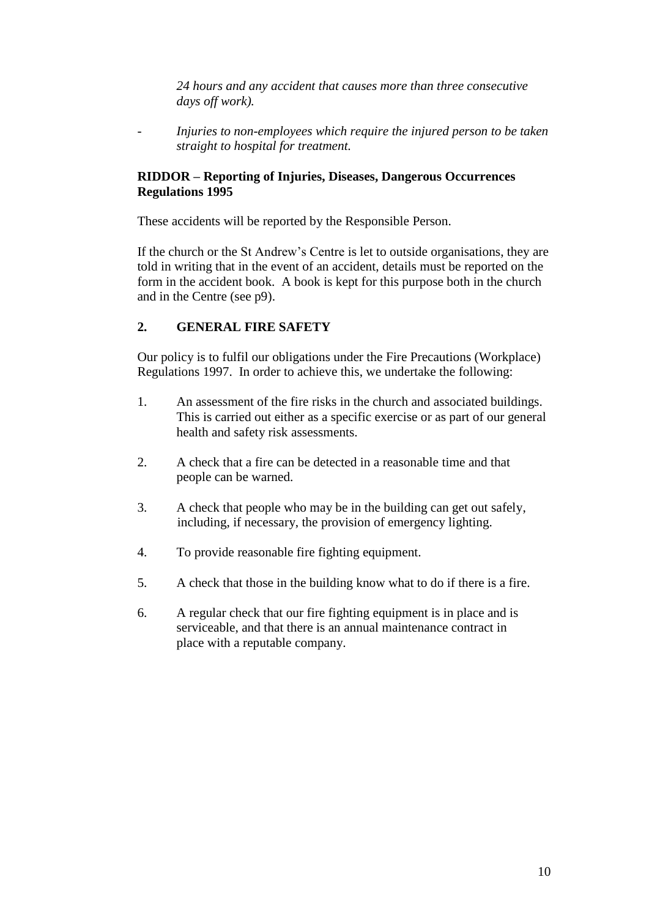*24 hours and any accident that causes more than three consecutive days off work).*

- *Injuries to non-employees which require the injured person to be taken straight to hospital for treatment.*

**RIDDOR – Reporting of Injuries, Diseases, Dangerous Occurrences Regulations 1995**

These accidents will be reported by the Responsible Person.

If the church or the St Andrew's Centre is let to outside organisations, they are told in writing that in the event of an accident, details must be reported on the form in the accident book. A book is kept for this purpose both in the church and in the Centre (see p9).

## 2. GENERAL FIRE SAFETY

Our policy is to fulfil our obligations under the Fire Precautions (Workplace) Regulations 1997. In order to achieve this, we undertake the following:

1. An assessment of the fire risks in the church and associated buildings. This is carried out either as a specific exercise or as part of our general health and safety risk assessments.

2. A check that a fire can be detected in a reasonable time and that people can be warned.

3. A check that people who may be in the building can get out safely, including, if necessary, the provision of emergency lighting.

4. To provide reasonable fire fighting equipment.

5. A check that those in the building know what to do if there is a fire.

6. A regular check that our fire fighting equipment is in place and is serviceable, and that there is an annual maintenance contract in place with a reputable company.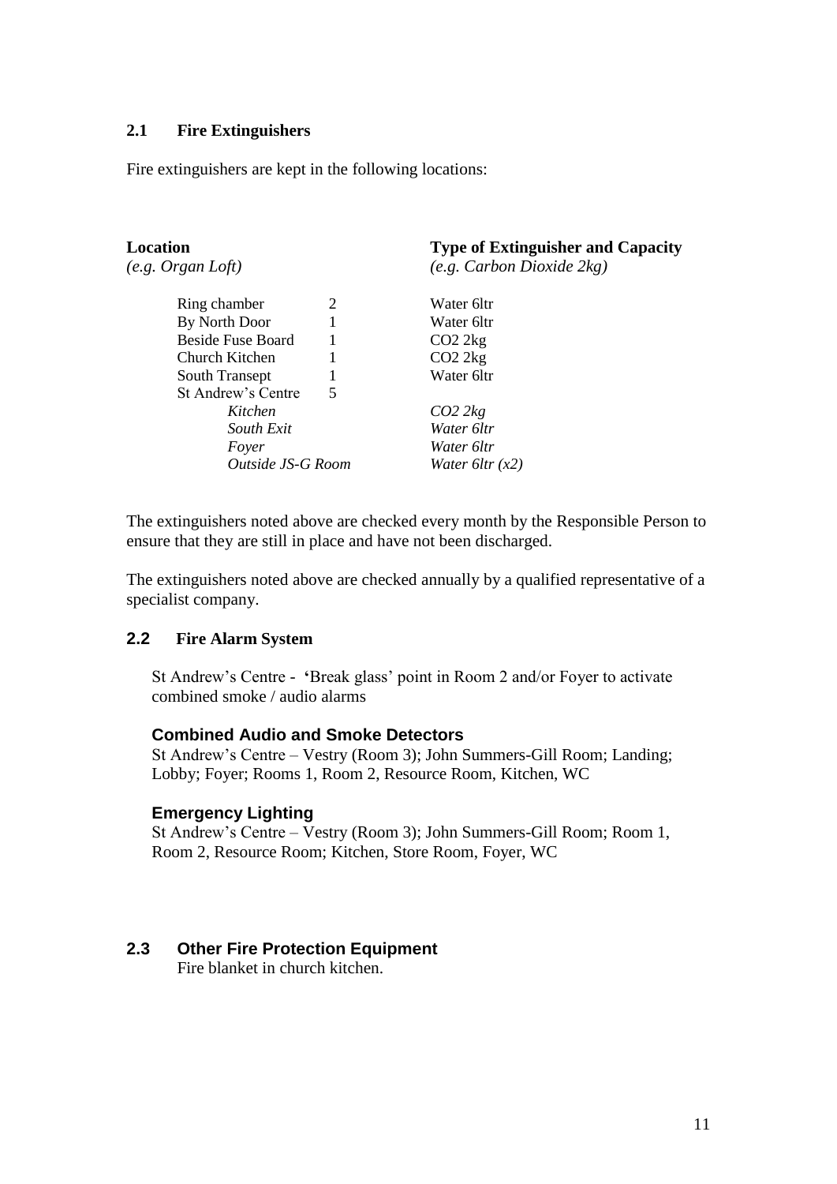## 2.1 Fire Extinguishers

Fire extinguishers are kept in the following locations:

| **Location**<br>*(e.g. Organ Loft)* | | **Type of Extinguisher and Capacity**<br>*(e.g. Carbon Dioxide 2kg)* |
|---|---|---|
| Ring chamber | 2 | Water 6ltr |
| By North Door | 1 | Water 6ltr |
| Beside Fuse Board | 1 | $CO_2$ 2kg |
| Church Kitchen | 1 | $CO_2$ 2kg |
| South Transept | 1 | Water 6ltr |
| St Andrew's Centre | 5 | |
| *Kitchen* | | *$CO_2$ 2kg* |
| *South Exit* | | *Water 6ltr* |
| *Foyer* | | *Water 6ltr* |
| *Outside JS-G Room* | | *Water 6ltr (x2)* |

The extinguishers noted above are checked every month by the Responsible Person to ensure that they are still in place and have not been discharged.

The extinguishers noted above are checked annually by a qualified representative of a specialist company.

## 2.2 Fire Alarm System

St Andrew's Centre - 'Break glass' point in Room 2 and/or Foyer to activate combined smoke / audio alarms

### Combined Audio and Smoke Detectors

St Andrew's Centre – Vestry (Room 3); John Summers-Gill Room; Landing; Lobby; Foyer; Rooms 1, Room 2, Resource Room, Kitchen, WC

### Emergency Lighting

St Andrew's Centre – Vestry (Room 3); John Summers-Gill Room; Room 1, Room 2, Resource Room; Kitchen, Store Room, Foyer, WC

## 2.3 Other Fire Protection Equipment

Fire blanket in church kitchen.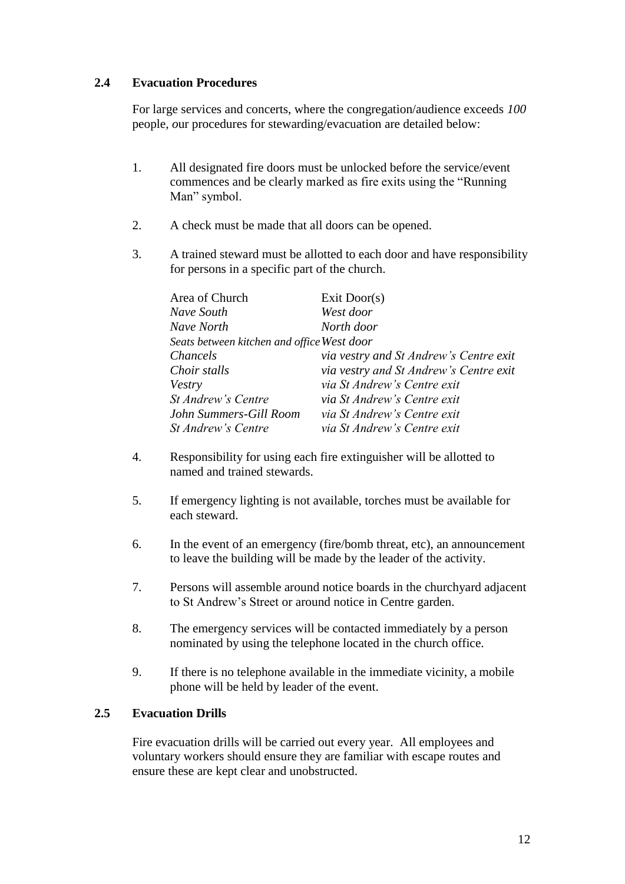### 2.4 Evacuation Procedures

For large services and concerts, where the congregation/audience exceeds *100* people, *o*ur procedures for stewarding/evacuation are detailed below:

1. All designated fire doors must be unlocked before the service/event commences and be clearly marked as fire exits using the "Running Man" symbol.

2. A check must be made that all doors can be opened.

3. A trained steward must be allotted to each door and have responsibility for persons in a specific part of the church.

| Area of Church | Exit Door(s) |
|---|---|
| *Nave South* | *West door* |
| *Nave North* | *North door* |
| *Seats between kitchen and office* | *West door* |
| *Chancels* | *via vestry and St Andrew's Centre exit* |
| *Choir stalls* | *via vestry and St Andrew's Centre exit* |
| *Vestry* | *via St Andrew's Centre exit* |
| *St Andrew's Centre* | *via St Andrew's Centre exit* |
| *John Summers-Gill Room* | *via St Andrew's Centre exit* |
| *St Andrew's Centre* | *via St Andrew's Centre exit* |

4. Responsibility for using each fire extinguisher will be allotted to named and trained stewards.

5. If emergency lighting is not available, torches must be available for each steward.

6. In the event of an emergency (fire/bomb threat, etc), an announcement to leave the building will be made by the leader of the activity.

7. Persons will assemble around notice boards in the churchyard adjacent to St Andrew's Street or around notice in Centre garden.

8. The emergency services will be contacted immediately by a person nominated by using the telephone located in the church office.

9. If there is no telephone available in the immediate vicinity, a mobile phone will be held by leader of the event.

### 2.5 Evacuation Drills

Fire evacuation drills will be carried out every year. All employees and voluntary workers should ensure they are familiar with escape routes and ensure these are kept clear and unobstructed.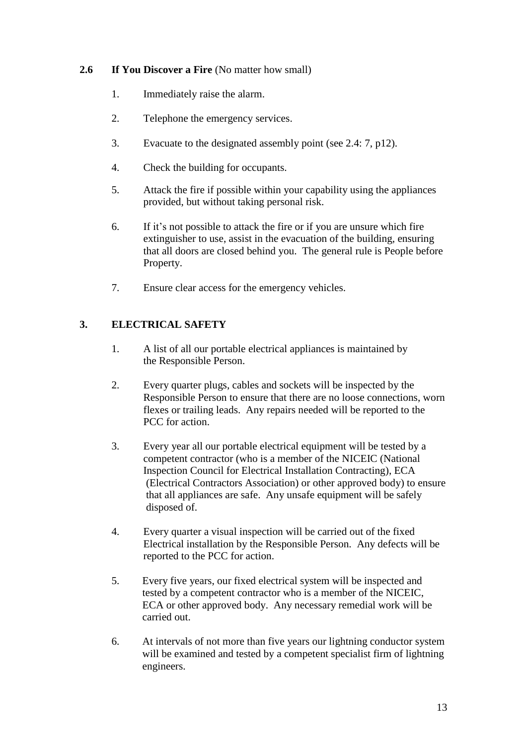### 2.6 If You Discover a Fire (No matter how small)

1. Immediately raise the alarm.
2. Telephone the emergency services.
3. Evacuate to the designated assembly point (see 2.4: 7, p12).
4. Check the building for occupants.
5. Attack the fire if possible within your capability using the appliances provided, but without taking personal risk.
6. If it's not possible to attack the fire or if you are unsure which fire extinguisher to use, assist in the evacuation of the building, ensuring that all doors are closed behind you. The general rule is People before Property.
7. Ensure clear access for the emergency vehicles.

## 3. ELECTRICAL SAFETY

1. A list of all our portable electrical appliances is maintained by the Responsible Person.
2. Every quarter plugs, cables and sockets will be inspected by the Responsible Person to ensure that there are no loose connections, worn flexes or trailing leads. Any repairs needed will be reported to the PCC for action.
3. Every year all our portable electrical equipment will be tested by a competent contractor (who is a member of the NICEIC (National Inspection Council for Electrical Installation Contracting), ECA (Electrical Contractors Association) or other approved body) to ensure that all appliances are safe. Any unsafe equipment will be safely disposed of.
4. Every quarter a visual inspection will be carried out of the fixed Electrical installation by the Responsible Person. Any defects will be reported to the PCC for action.
5. Every five years, our fixed electrical system will be inspected and tested by a competent contractor who is a member of the NICEIC, ECA or other approved body. Any necessary remedial work will be carried out.
6. At intervals of not more than five years our lightning conductor system will be examined and tested by a competent specialist firm of lightning engineers.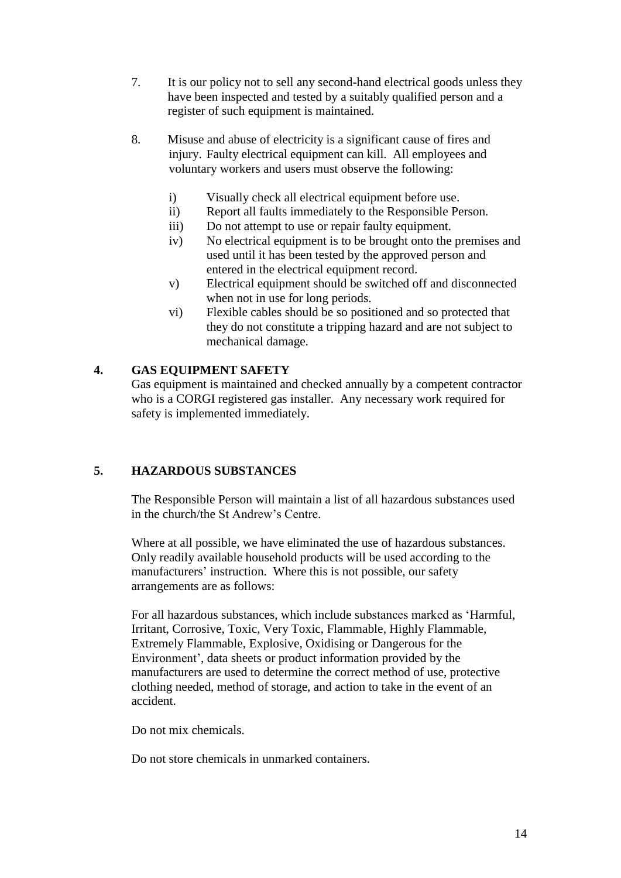7. It is our policy not to sell any second-hand electrical goods unless they have been inspected and tested by a suitably qualified person and a register of such equipment is maintained.

8. Misuse and abuse of electricity is a significant cause of fires and injury. Faulty electrical equipment can kill. All employees and voluntary workers and users must observe the following:

   i) Visually check all electrical equipment before use.
   ii) Report all faults immediately to the Responsible Person.
   iii) Do not attempt to use or repair faulty equipment.
   iv) No electrical equipment is to be brought onto the premises and used until it has been tested by the approved person and entered in the electrical equipment record.
   v) Electrical equipment should be switched off and disconnected when not in use for long periods.
   vi) Flexible cables should be so positioned and so protected that they do not constitute a tripping hazard and are not subject to mechanical damage.

## 4. GAS EQUIPMENT SAFETY

Gas equipment is maintained and checked annually by a competent contractor who is a CORGI registered gas installer. Any necessary work required for safety is implemented immediately.

## 5. HAZARDOUS SUBSTANCES

The Responsible Person will maintain a list of all hazardous substances used in the church/the St Andrew's Centre.

Where at all possible, we have eliminated the use of hazardous substances. Only readily available household products will be used according to the manufacturers' instruction. Where this is not possible, our safety arrangements are as follows:

For all hazardous substances, which include substances marked as 'Harmful, Irritant, Corrosive, Toxic, Very Toxic, Flammable, Highly Flammable, Extremely Flammable, Explosive, Oxidising or Dangerous for the Environment', data sheets or product information provided by the manufacturers are used to determine the correct method of use, protective clothing needed, method of storage, and action to take in the event of an accident.

Do not mix chemicals.

Do not store chemicals in unmarked containers.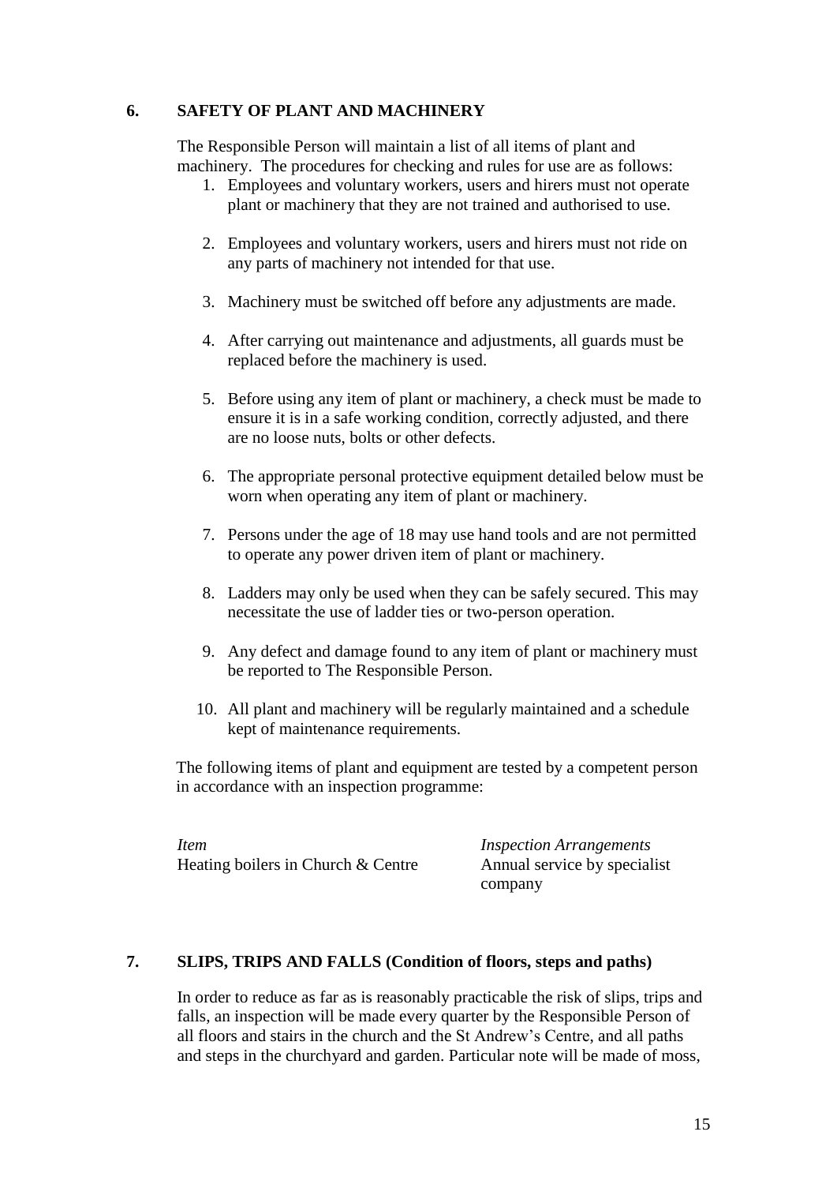## 6. SAFETY OF PLANT AND MACHINERY

The Responsible Person will maintain a list of all items of plant and machinery. The procedures for checking and rules for use are as follows:

1. Employees and voluntary workers, users and hirers must not operate plant or machinery that they are not trained and authorised to use.
2. Employees and voluntary workers, users and hirers must not ride on any parts of machinery not intended for that use.
3. Machinery must be switched off before any adjustments are made.
4. After carrying out maintenance and adjustments, all guards must be replaced before the machinery is used.
5. Before using any item of plant or machinery, a check must be made to ensure it is in a safe working condition, correctly adjusted, and there are no loose nuts, bolts or other defects.
6. The appropriate personal protective equipment detailed below must be worn when operating any item of plant or machinery.
7. Persons under the age of 18 may use hand tools and are not permitted to operate any power driven item of plant or machinery.
8. Ladders may only be used when they can be safely secured. This may necessitate the use of ladder ties or two-person operation.
9. Any defect and damage found to any item of plant or machinery must be reported to The Responsible Person.
10. All plant and machinery will be regularly maintained and a schedule kept of maintenance requirements.

The following items of plant and equipment are tested by a competent person in accordance with an inspection programme:

| *Item* | *Inspection Arrangements* |
| --- | --- |
| Heating boilers in Church & Centre | Annual service by specialist company |

## 7. SLIPS, TRIPS AND FALLS (Condition of floors, steps and paths)

In order to reduce as far as is reasonably practicable the risk of slips, trips and falls, an inspection will be made every quarter by the Responsible Person of all floors and stairs in the church and the St Andrew's Centre, and all paths and steps in the churchyard and garden. Particular note will be made of moss,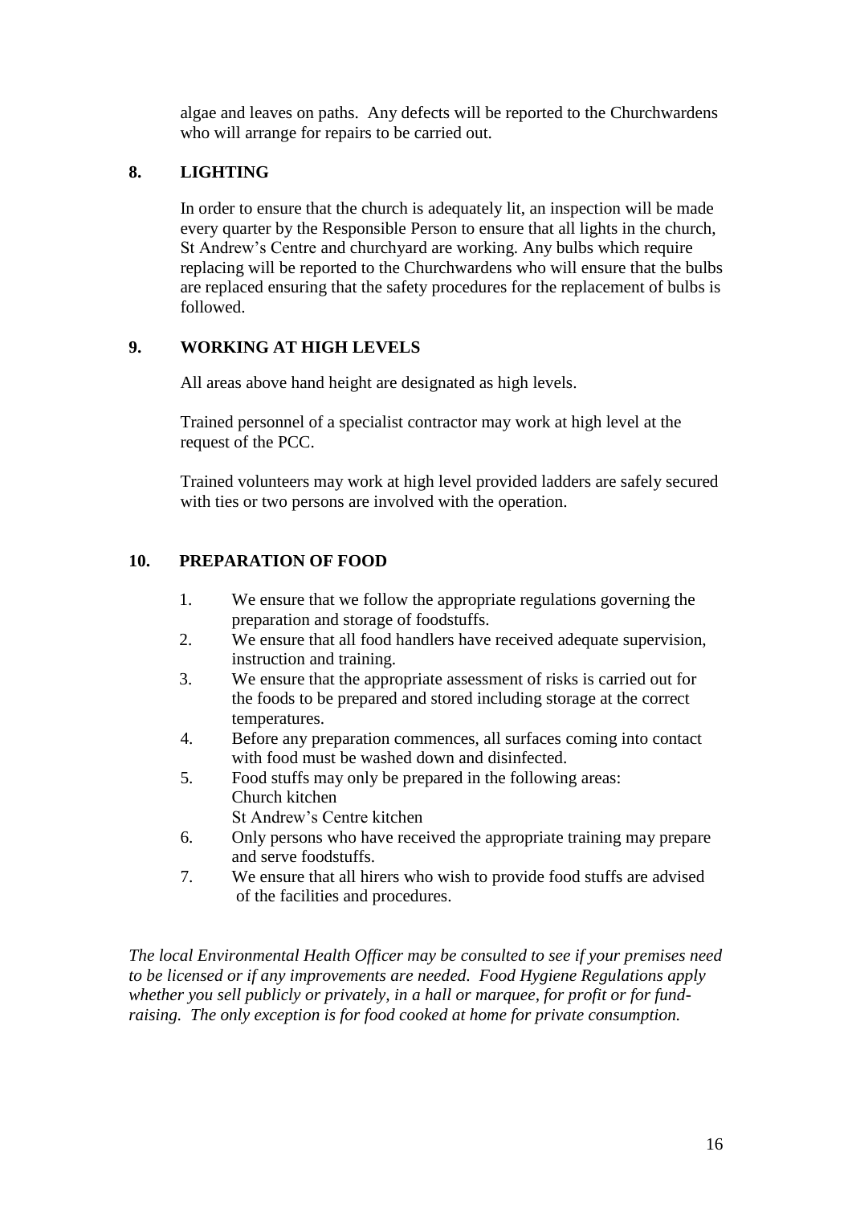algae and leaves on paths. Any defects will be reported to the Churchwardens who will arrange for repairs to be carried out.

## 8. LIGHTING

In order to ensure that the church is adequately lit, an inspection will be made every quarter by the Responsible Person to ensure that all lights in the church, St Andrew's Centre and churchyard are working. Any bulbs which require replacing will be reported to the Churchwardens who will ensure that the bulbs are replaced ensuring that the safety procedures for the replacement of bulbs is followed.

## 9. WORKING AT HIGH LEVELS

All areas above hand height are designated as high levels.

Trained personnel of a specialist contractor may work at high level at the request of the PCC.

Trained volunteers may work at high level provided ladders are safely secured with ties or two persons are involved with the operation.

## 10. PREPARATION OF FOOD

1. We ensure that we follow the appropriate regulations governing the preparation and storage of foodstuffs.
2. We ensure that all food handlers have received adequate supervision, instruction and training.
3. We ensure that the appropriate assessment of risks is carried out for the foods to be prepared and stored including storage at the correct temperatures.
4. Before any preparation commences, all surfaces coming into contact with food must be washed down and disinfected.
5. Food stuffs may only be prepared in the following areas:
   Church kitchen
   St Andrew's Centre kitchen
6. Only persons who have received the appropriate training may prepare and serve foodstuffs.
7. We ensure that all hirers who wish to provide food stuffs are advised of the facilities and procedures.

*The local Environmental Health Officer may be consulted to see if your premises need to be licensed or if any improvements are needed. Food Hygiene Regulations apply whether you sell publicly or privately, in a hall or marquee, for profit or for fund-raising. The only exception is for food cooked at home for private consumption.*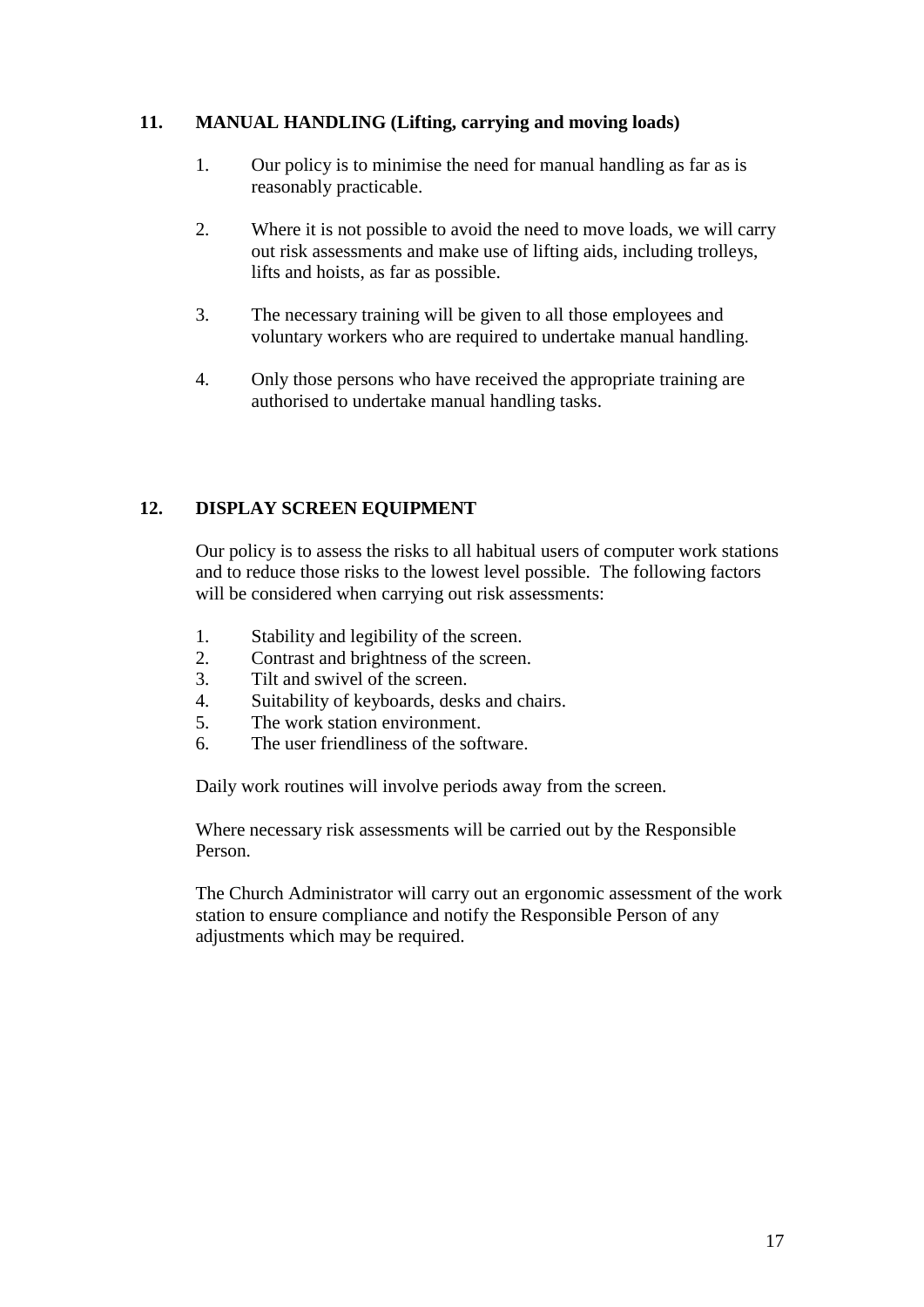## 11. MANUAL HANDLING (Lifting, carrying and moving loads)

1. Our policy is to minimise the need for manual handling as far as is reasonably practicable.

2. Where it is not possible to avoid the need to move loads, we will carry out risk assessments and make use of lifting aids, including trolleys, lifts and hoists, as far as possible.

3. The necessary training will be given to all those employees and voluntary workers who are required to undertake manual handling.

4. Only those persons who have received the appropriate training are authorised to undertake manual handling tasks.

## 12. DISPLAY SCREEN EQUIPMENT

Our policy is to assess the risks to all habitual users of computer work stations and to reduce those risks to the lowest level possible. The following factors will be considered when carrying out risk assessments:

1. Stability and legibility of the screen.
2. Contrast and brightness of the screen.
3. Tilt and swivel of the screen.
4. Suitability of keyboards, desks and chairs.
5. The work station environment.
6. The user friendliness of the software.

Daily work routines will involve periods away from the screen.

Where necessary risk assessments will be carried out by the Responsible Person.

The Church Administrator will carry out an ergonomic assessment of the work station to ensure compliance and notify the Responsible Person of any adjustments which may be required.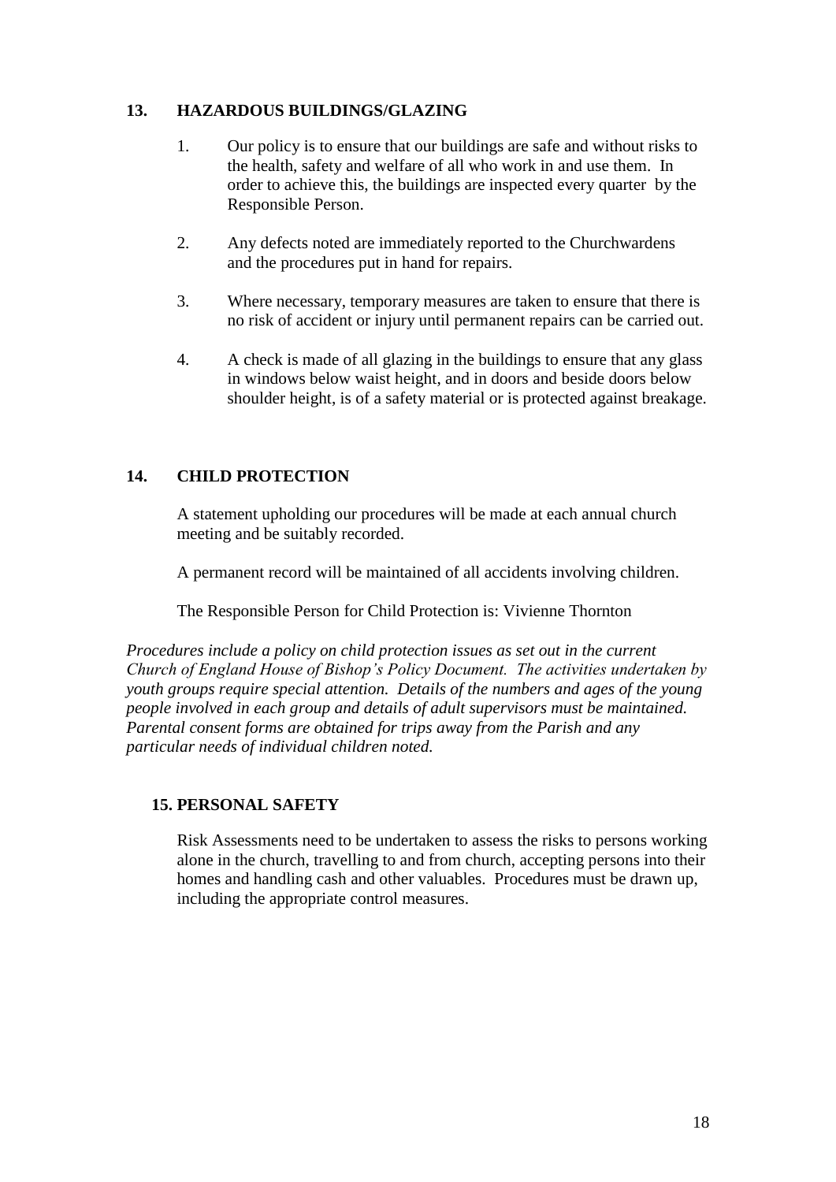## 13. HAZARDOUS BUILDINGS/GLAZING

1. Our policy is to ensure that our buildings are safe and without risks to the health, safety and welfare of all who work in and use them. In order to achieve this, the buildings are inspected every quarter by the Responsible Person.

2. Any defects noted are immediately reported to the Churchwardens and the procedures put in hand for repairs.

3. Where necessary, temporary measures are taken to ensure that there is no risk of accident or injury until permanent repairs can be carried out.

4. A check is made of all glazing in the buildings to ensure that any glass in windows below waist height, and in doors and beside doors below shoulder height, is of a safety material or is protected against breakage.

## 14. CHILD PROTECTION

A statement upholding our procedures will be made at each annual church meeting and be suitably recorded.

A permanent record will be maintained of all accidents involving children.

The Responsible Person for Child Protection is: Vivienne Thornton

*Procedures include a policy on child protection issues as set out in the current Church of England House of Bishop's Policy Document. The activities undertaken by youth groups require special attention. Details of the numbers and ages of the young people involved in each group and details of adult supervisors must be maintained. Parental consent forms are obtained for trips away from the Parish and any particular needs of individual children noted.*

## 15. PERSONAL SAFETY

Risk Assessments need to be undertaken to assess the risks to persons working alone in the church, travelling to and from church, accepting persons into their homes and handling cash and other valuables. Procedures must be drawn up, including the appropriate control measures.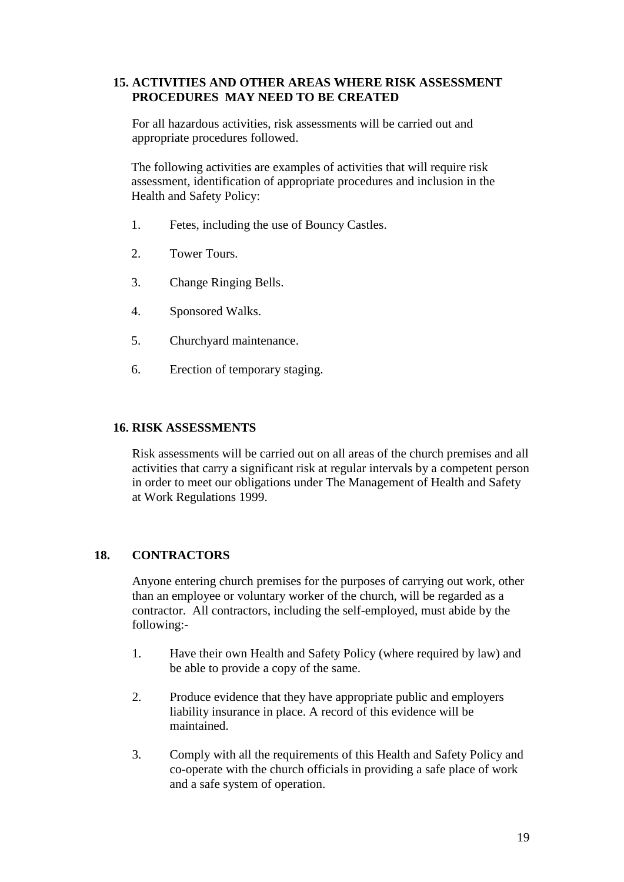## 15. ACTIVITIES AND OTHER AREAS WHERE RISK ASSESSMENT PROCEDURES MAY NEED TO BE CREATED

For all hazardous activities, risk assessments will be carried out and appropriate procedures followed.

The following activities are examples of activities that will require risk assessment, identification of appropriate procedures and inclusion in the Health and Safety Policy:

1. Fetes, including the use of Bouncy Castles.
2. Tower Tours.
3. Change Ringing Bells.
4. Sponsored Walks.
5. Churchyard maintenance.
6. Erection of temporary staging.

## 16. RISK ASSESSMENTS

Risk assessments will be carried out on all areas of the church premises and all activities that carry a significant risk at regular intervals by a competent person in order to meet our obligations under The Management of Health and Safety at Work Regulations 1999.

## 18. CONTRACTORS

Anyone entering church premises for the purposes of carrying out work, other than an employee or voluntary worker of the church, will be regarded as a contractor. All contractors, including the self-employed, must abide by the following:-

1. Have their own Health and Safety Policy (where required by law) and be able to provide a copy of the same.
2. Produce evidence that they have appropriate public and employers liability insurance in place. A record of this evidence will be maintained.
3. Comply with all the requirements of this Health and Safety Policy and co-operate with the church officials in providing a safe place of work and a safe system of operation.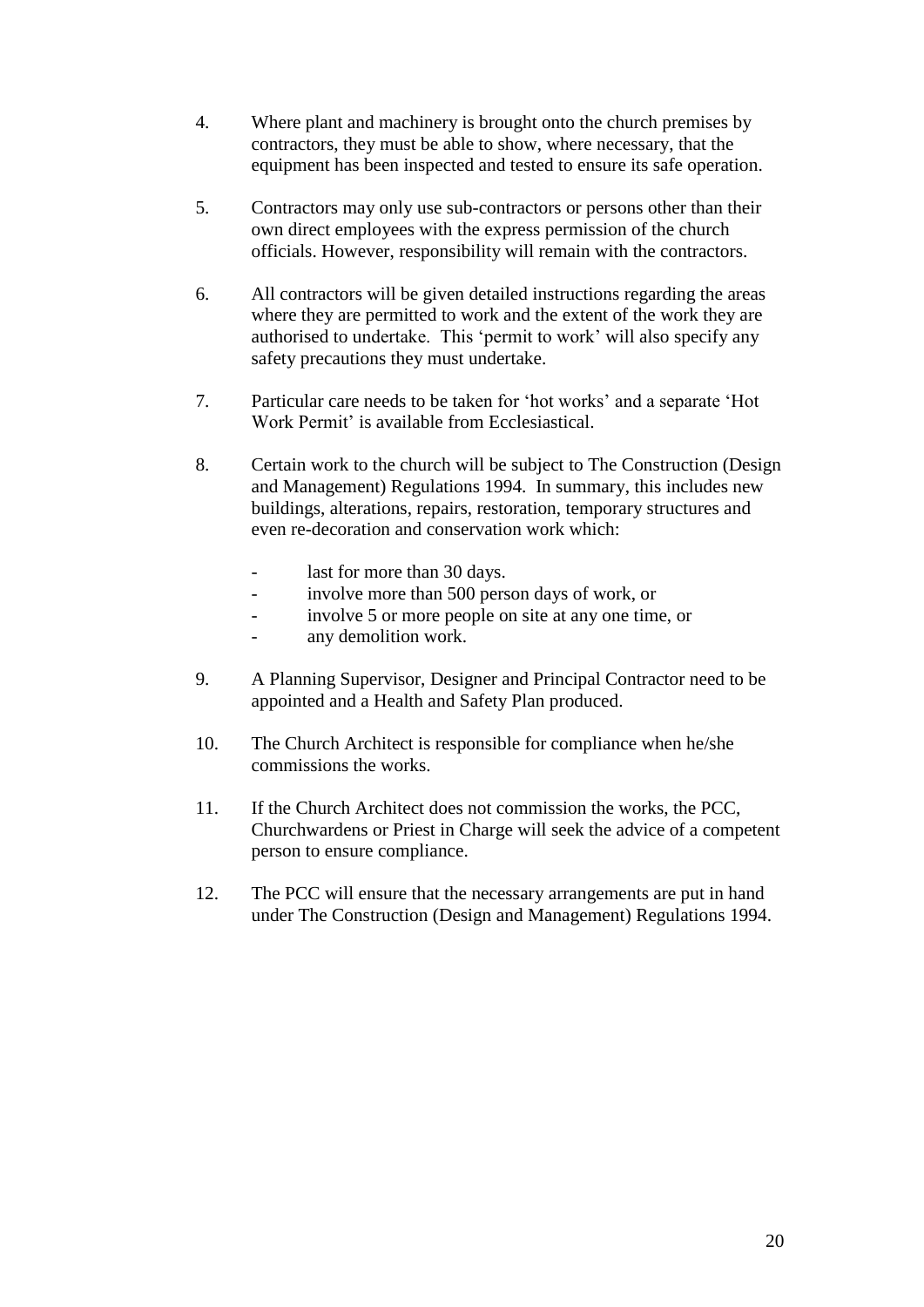4. Where plant and machinery is brought onto the church premises by contractors, they must be able to show, where necessary, that the equipment has been inspected and tested to ensure its safe operation.

5. Contractors may only use sub-contractors or persons other than their own direct employees with the express permission of the church officials. However, responsibility will remain with the contractors.

6. All contractors will be given detailed instructions regarding the areas where they are permitted to work and the extent of the work they are authorised to undertake. This 'permit to work' will also specify any safety precautions they must undertake.

7. Particular care needs to be taken for 'hot works' and a separate 'Hot Work Permit' is available from Ecclesiastical.

8. Certain work to the church will be subject to The Construction (Design and Management) Regulations 1994. In summary, this includes new buildings, alterations, repairs, restoration, temporary structures and even re-decoration and conservation work which:

   - last for more than 30 days.
   - involve more than 500 person days of work, or
   - involve 5 or more people on site at any one time, or
   - any demolition work.

9. A Planning Supervisor, Designer and Principal Contractor need to be appointed and a Health and Safety Plan produced.

10. The Church Architect is responsible for compliance when he/she commissions the works.

11. If the Church Architect does not commission the works, the PCC, Churchwardens or Priest in Charge will seek the advice of a competent person to ensure compliance.

12. The PCC will ensure that the necessary arrangements are put in hand under The Construction (Design and Management) Regulations 1994.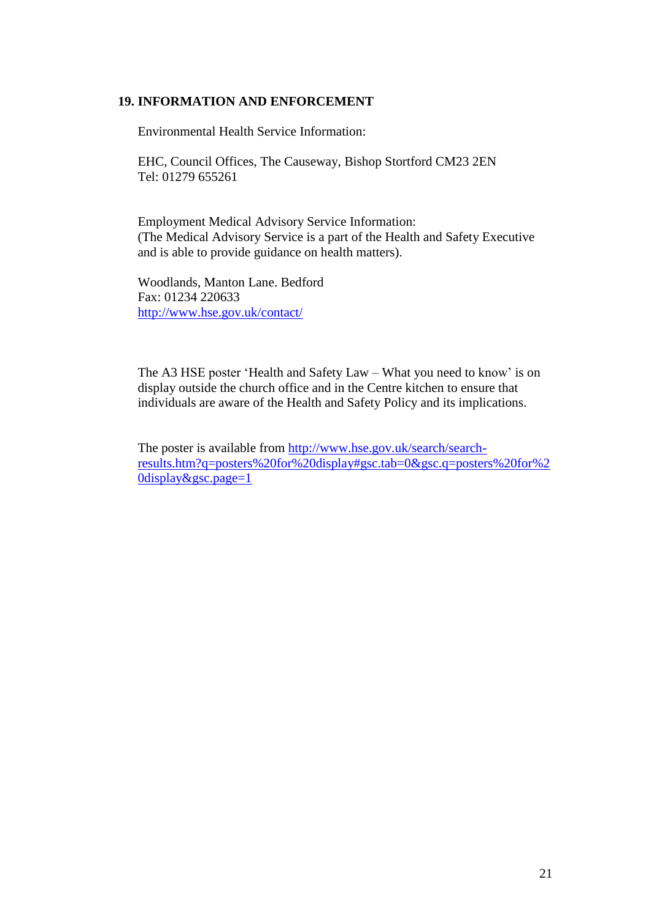## 19. INFORMATION AND ENFORCEMENT

Environmental Health Service Information:

EHC, Council Offices, The Causeway, Bishop Stortford CM23 2EN
Tel: 01279 655261

Employment Medical Advisory Service Information:
(The Medical Advisory Service is a part of the Health and Safety Executive and is able to provide guidance on health matters).

Woodlands, Manton Lane. Bedford
Fax: 01234 220633
http://www.hse.gov.uk/contact/

The A3 HSE poster 'Health and Safety Law – What you need to know' is on display outside the church office and in the Centre kitchen to ensure that individuals are aware of the Health and Safety Policy and its implications.

The poster is available from http://www.hse.gov.uk/search/search-results.htm?q=posters%20for%20display#gsc.tab=0&gsc.q=posters%20for%20display&gsc.page=1